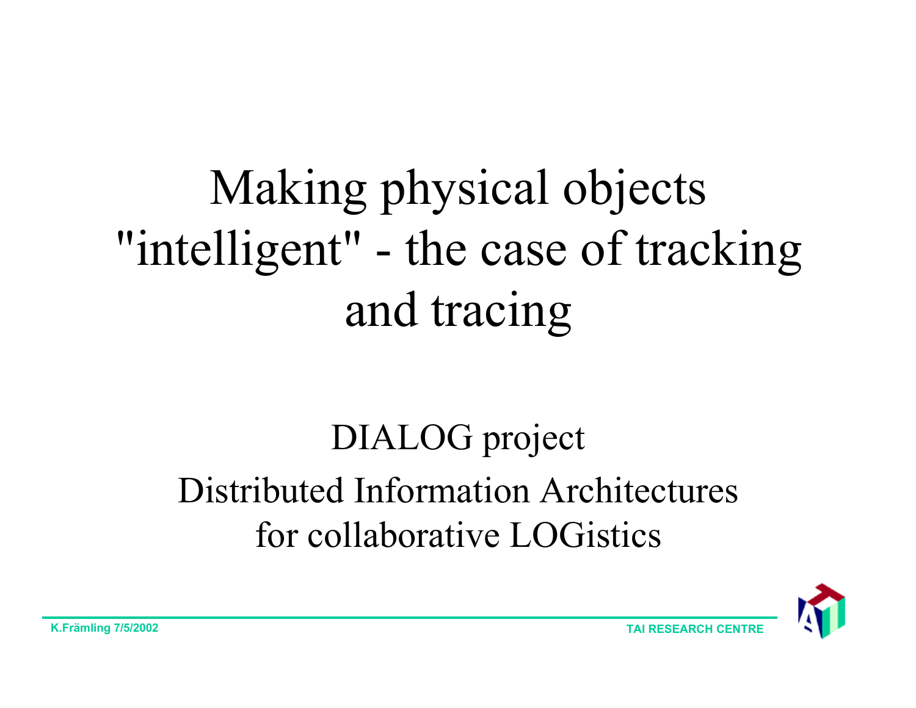# Making physical objects "intelligent" - the case of tracking and tracing

DIALOG project

Distributed Information Architectures for collaborative LOGistics

K.Främling 7/5/2002

TAI RESEARCH CENTRE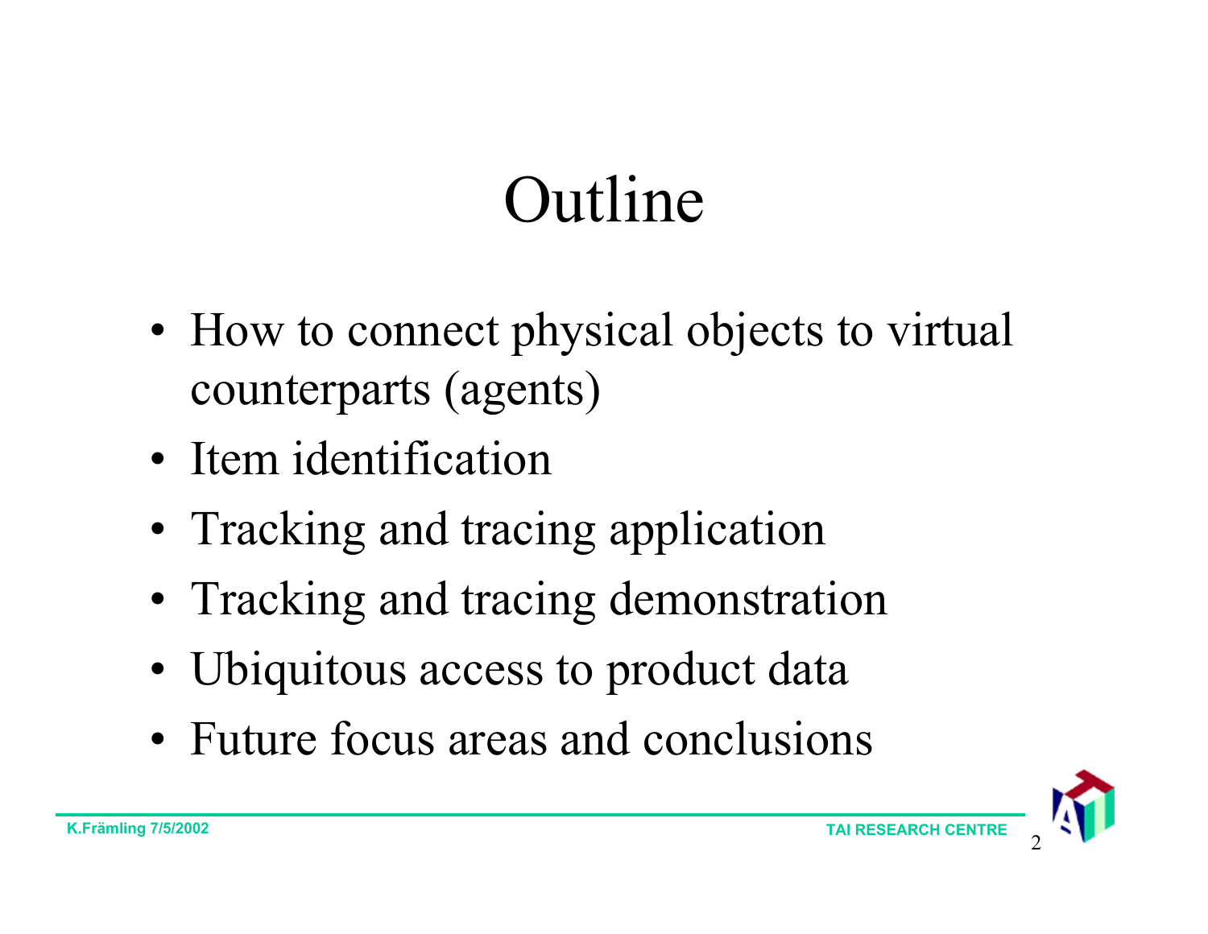# Outline

- How to connect physical objects to virtual counterparts (agents)
- Item identification
- Tracking and tracing application
- Tracking and tracing demonstration
- Ubiquitous access to product data
- Future focus areas and conclusions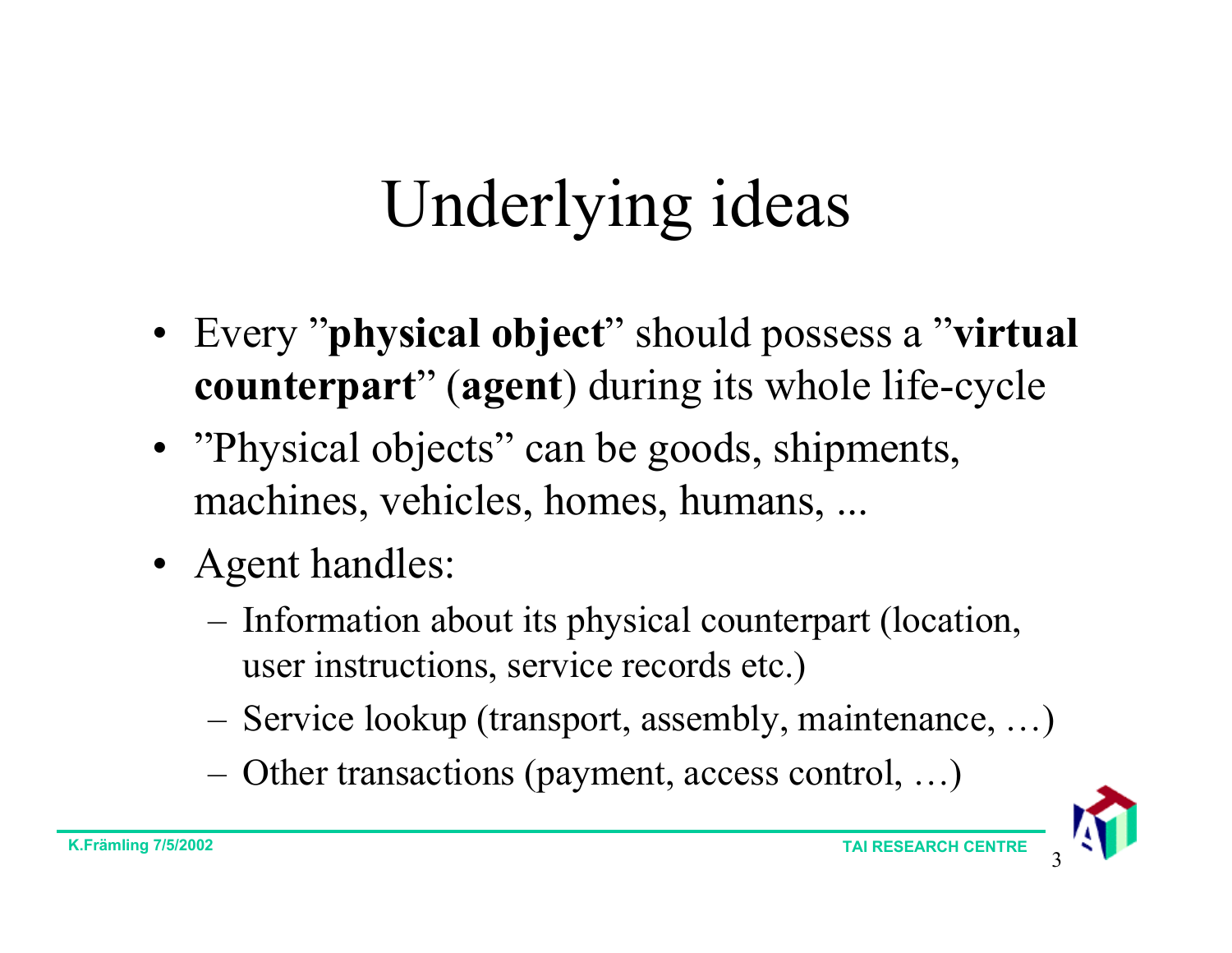# Underlying ideas

- Every ”**physical object**” should possess a ”**virtual counterpart**” (**agent**) during its whole life-cycle
- ”Physical objects” can be goods, shipments, machines, vehicles, homes, humans, ...
- Agent handles:
  - Information about its physical counterpart (location, user instructions, service records etc.)
  - Service lookup (transport, assembly, maintenance, …)
  - Other transactions (payment, access control, …)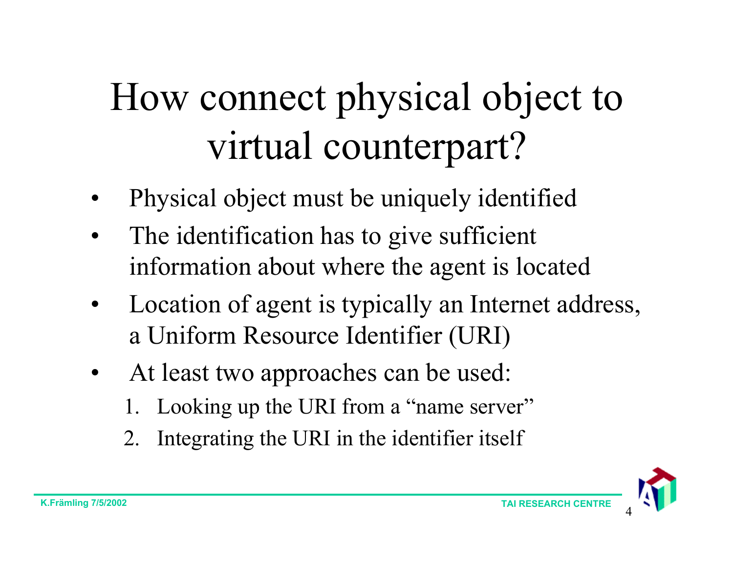# How connect physical object to virtual counterpart?

- Physical object must be uniquely identified
- The identification has to give sufficient information about where the agent is located
- Location of agent is typically an Internet address, a Uniform Resource Identifier (URI)
- At least two approaches can be used:
  1. Looking up the URI from a “name server”
  2. Integrating the URI in the identifier itself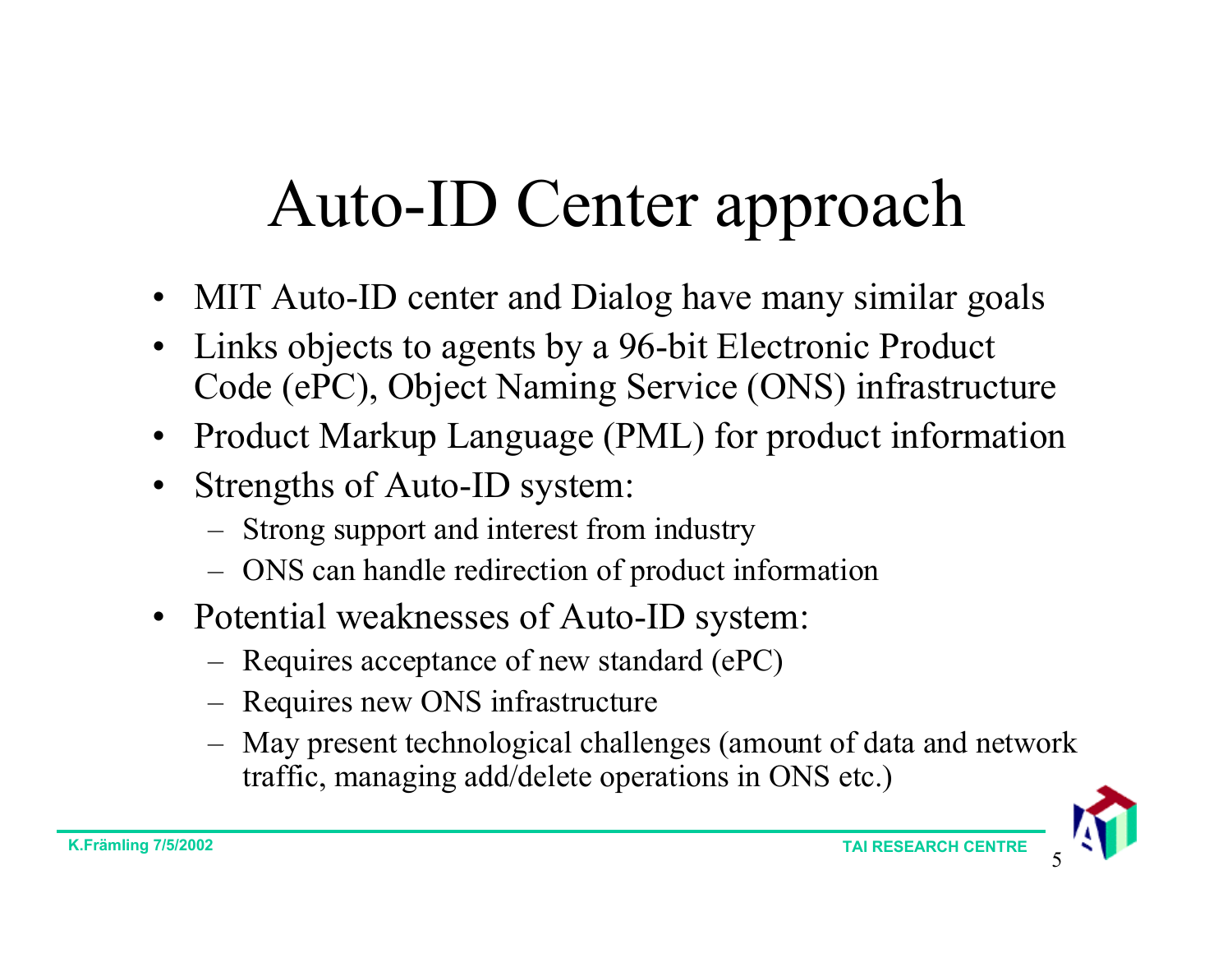# Auto-ID Center approach

- MIT Auto-ID center and Dialog have many similar goals
- Links objects to agents by a 96-bit Electronic Product Code (ePC), Object Naming Service (ONS) infrastructure
- Product Markup Language (PML) for product information
- Strengths of Auto-ID system:
  - Strong support and interest from industry
  - ONS can handle redirection of product information
- Potential weaknesses of Auto-ID system:
  - Requires acceptance of new standard (ePC)
  - Requires new ONS infrastructure
  - May present technological challenges (amount of data and network traffic, managing add/delete operations in ONS etc.)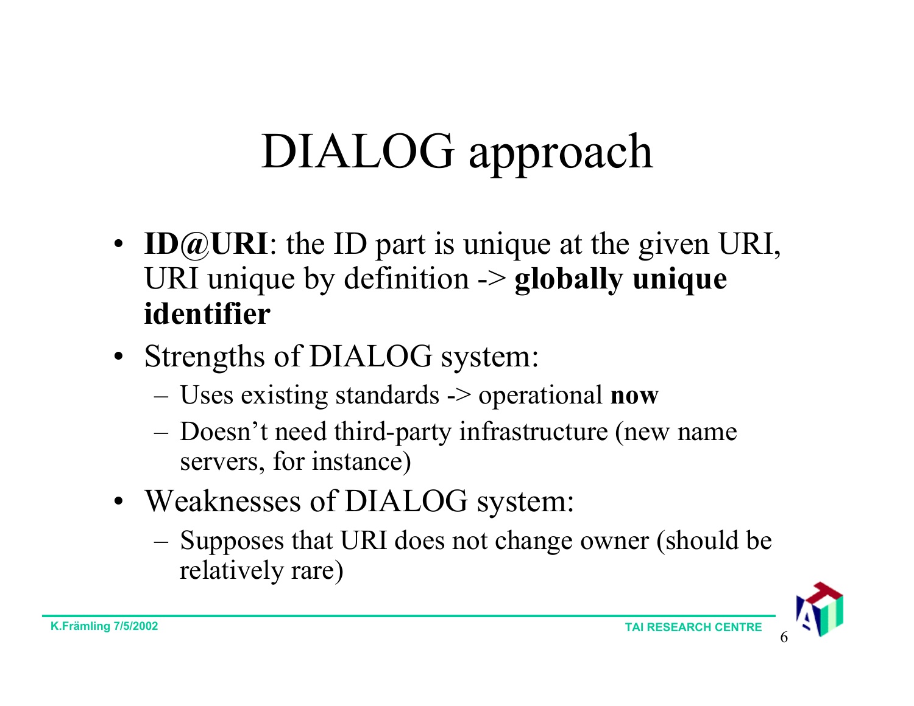# DIALOG approach

- **ID@URI**: the ID part is unique at the given URI, URI unique by definition -> **globally unique identifier**
- Strengths of DIALOG system:
  - Uses existing standards -> operational **now**
  - Doesn't need third-party infrastructure (new name servers, for instance)
- Weaknesses of DIALOG system:
  - Supposes that URI does not change owner (should be relatively rare)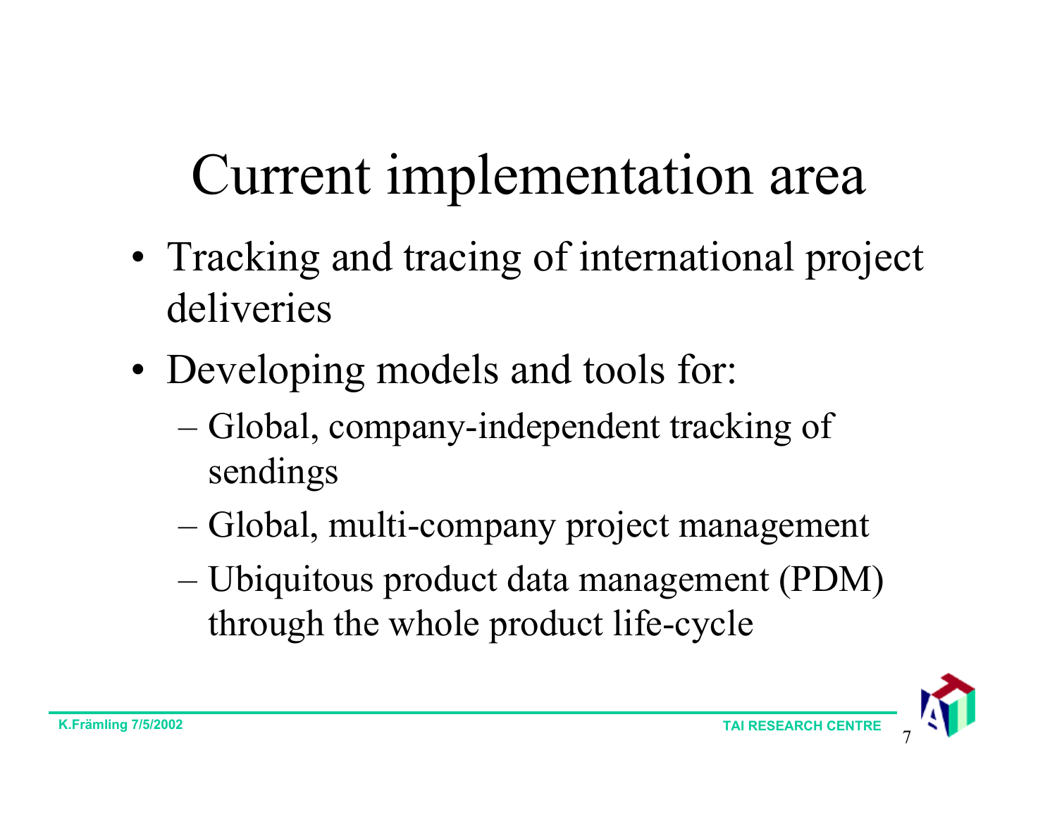# Current implementation area

- Tracking and tracing of international project deliveries
- Developing models and tools for:
  - Global, company-independent tracking of sendings
  - Global, multi-company project management
  - Ubiquitous product data management (PDM) through the whole product life-cycle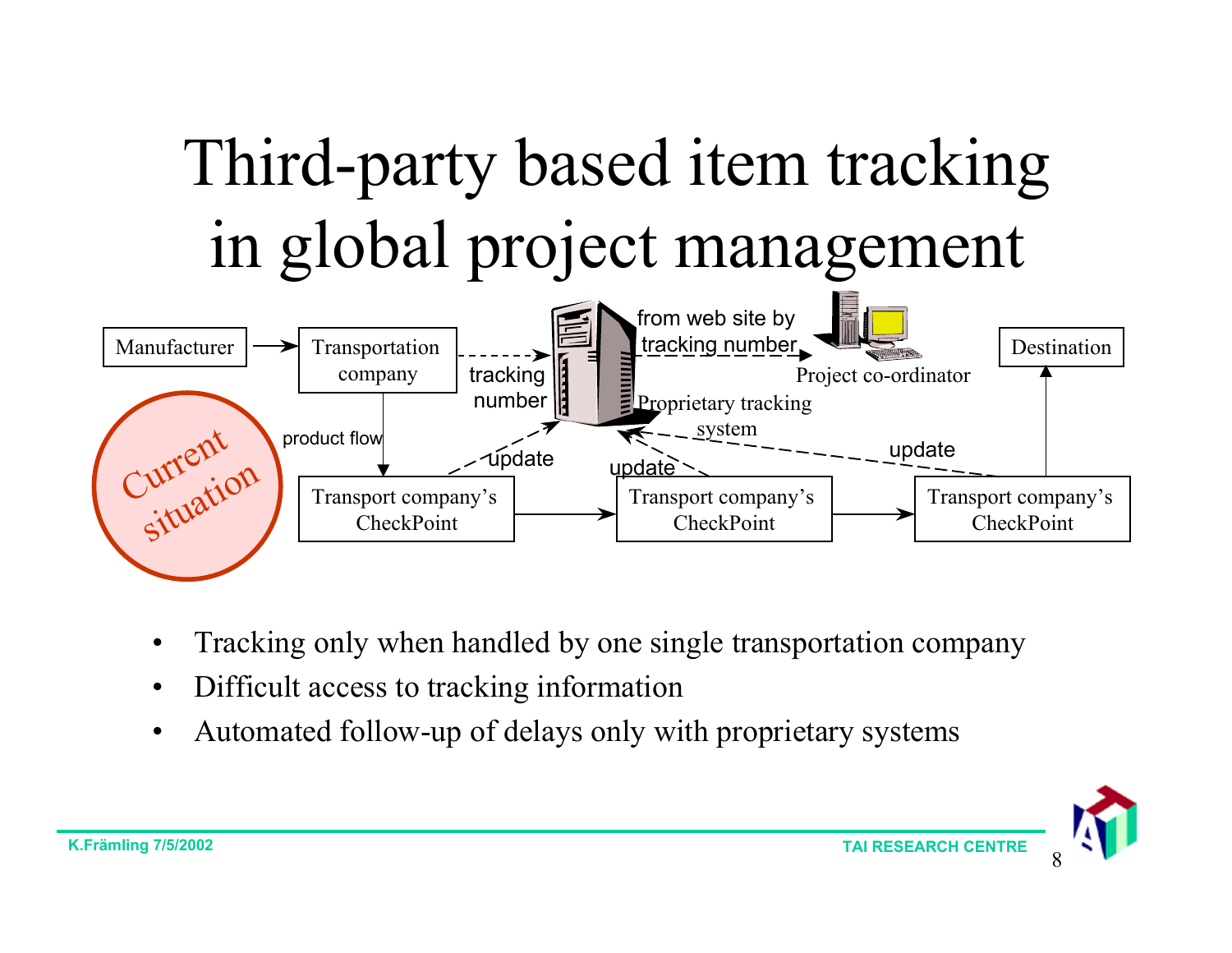# Third-party based item tracking in global project management

Manufacturer → Transportation company

Transportation company --tracking number--> Proprietary tracking system --from web site by tracking number--> Project co-ordinator

Current situation

product flow

Transport company's CheckPoint → Transport company's CheckPoint → Transport company's CheckPoint → Destination

update / update / update

- Tracking only when handled by one single transportation company
- Difficult access to tracking information
- Automated follow-up of delays only with proprietary systems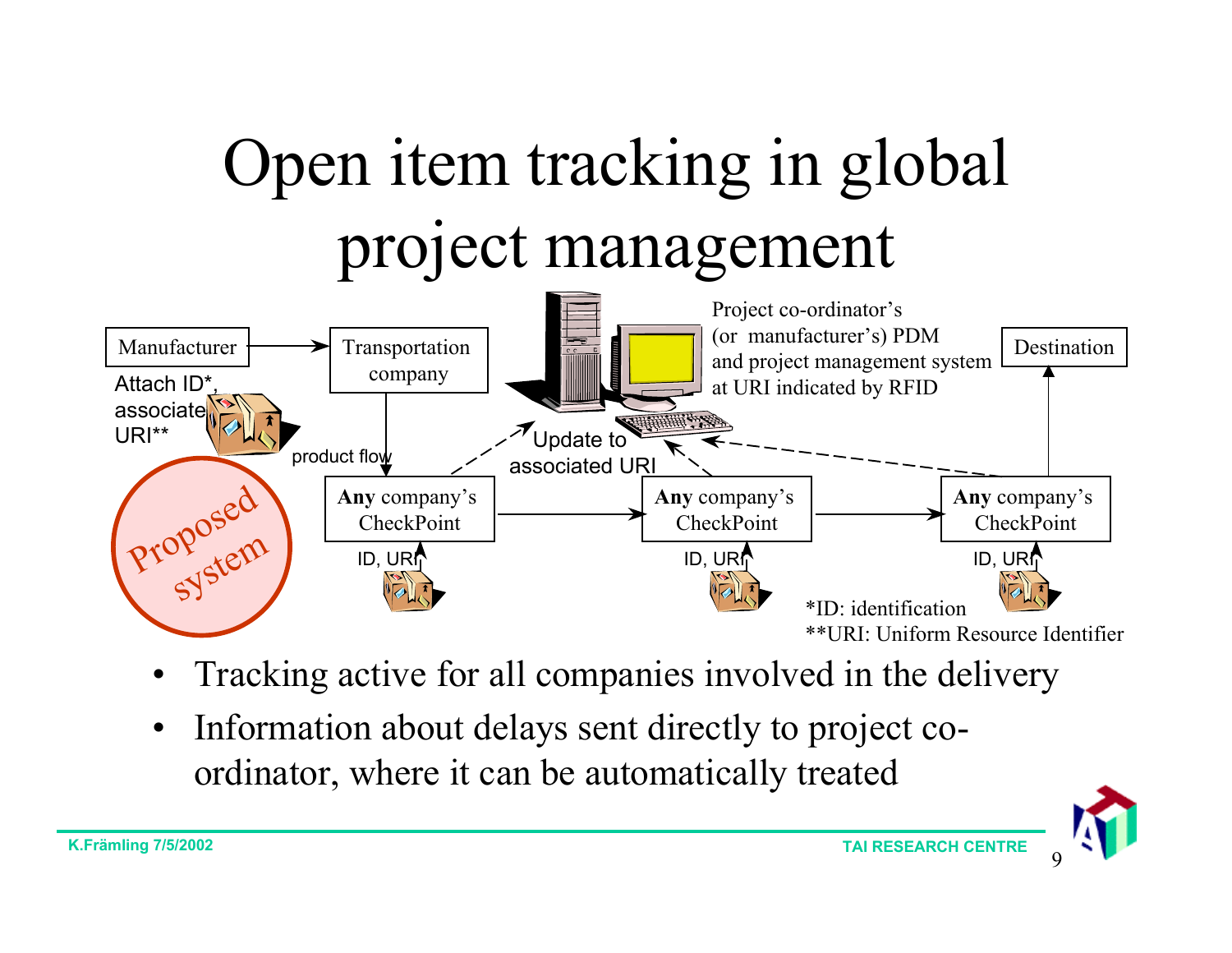# Open item tracking in global project management

Manufacturer → Transportation company

Attach ID*, associate URI**

product flow

Project co-ordinator's (or manufacturer's) PDM and project management system at URI indicated by RFID

Update to associated URI

Destination

**Any** company's CheckPoint → **Any** company's CheckPoint → **Any** company's CheckPoint

ID, URI

Proposed system

*ID: identification
**URI: Uniform Resource Identifier

- Tracking active for all companies involved in the delivery
- Information about delays sent directly to project co-ordinator, where it can be automatically treated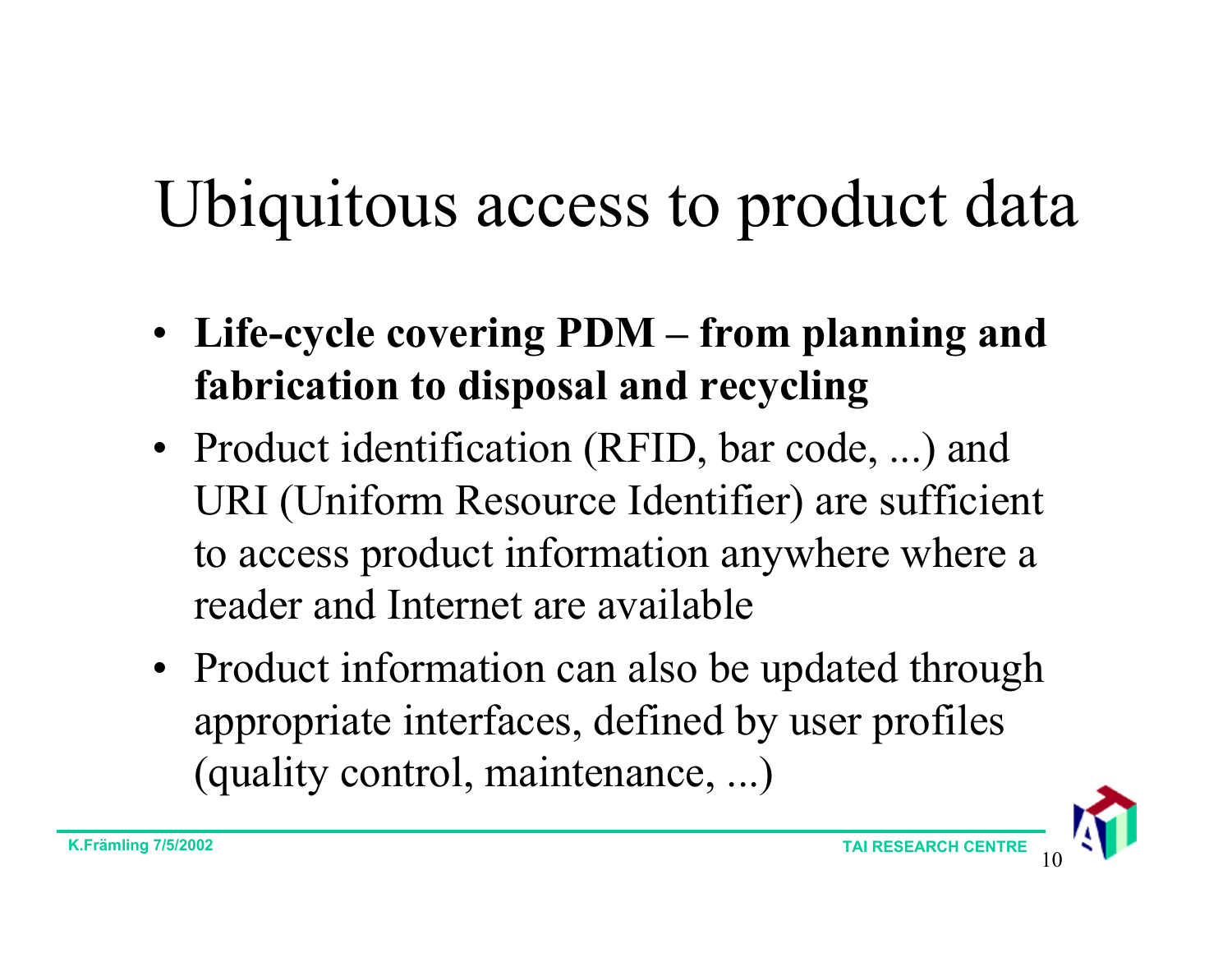# Ubiquitous access to product data

- **Life-cycle covering PDM – from planning and fabrication to disposal and recycling**
- Product identification (RFID, bar code, ...) and URI (Uniform Resource Identifier) are sufficient to access product information anywhere where a reader and Internet are available
- Product information can also be updated through appropriate interfaces, defined by user profiles (quality control, maintenance, ...)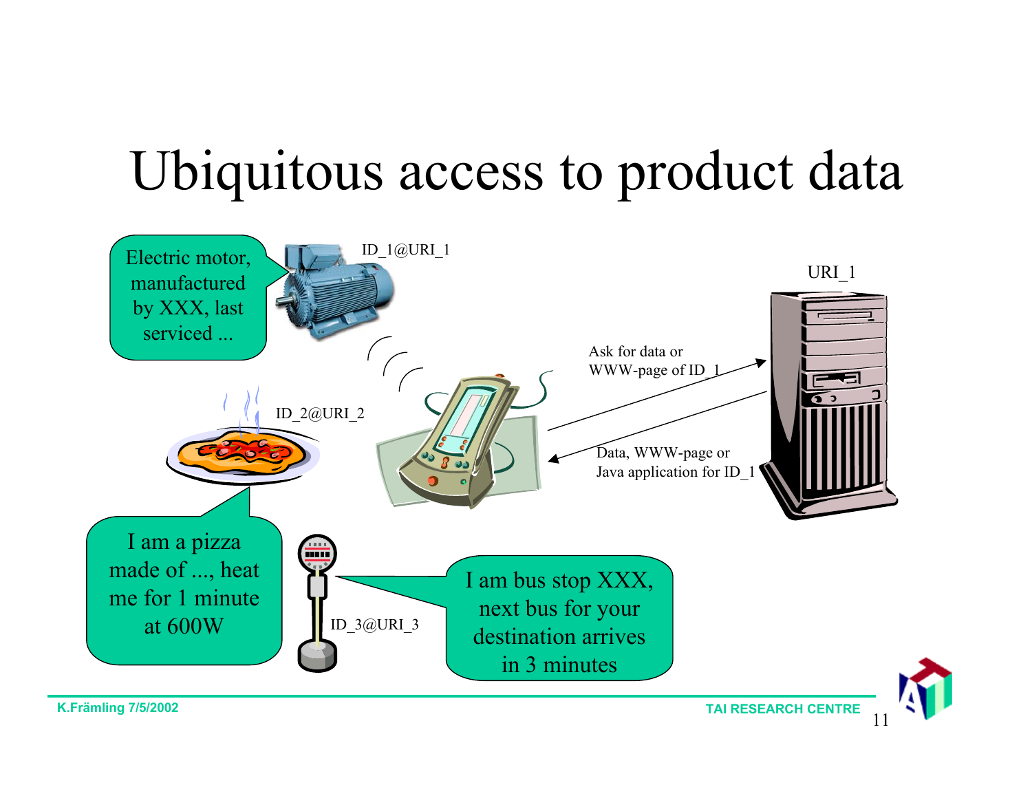# Ubiquitous access to product data

Electric motor, manufactured by XXX, last serviced ...

ID_1@URI_1

URI_1

Ask for data or WWW-page of ID_1

Data, WWW-page or Java application for ID_1

ID_2@URI_2

I am a pizza made of ..., heat me for 1 minute at 600W

ID_3@URI_3

I am bus stop XXX, next bus for your destination arrives in 3 minutes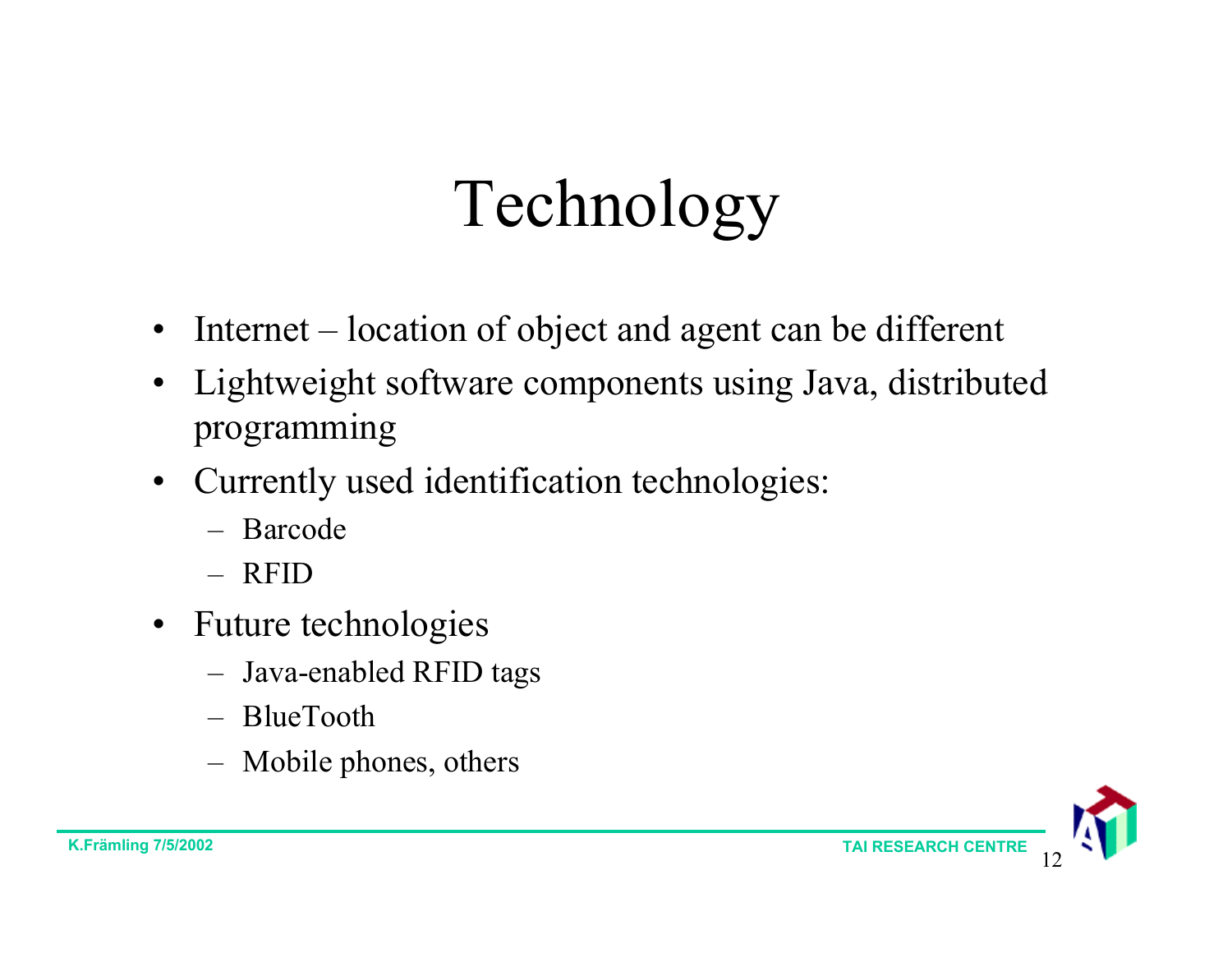# Technology

- Internet – location of object and agent can be different
- Lightweight software components using Java, distributed programming
- Currently used identification technologies:
  - Barcode
  - RFID
- Future technologies
  - Java-enabled RFID tags
  - BlueTooth
  - Mobile phones, others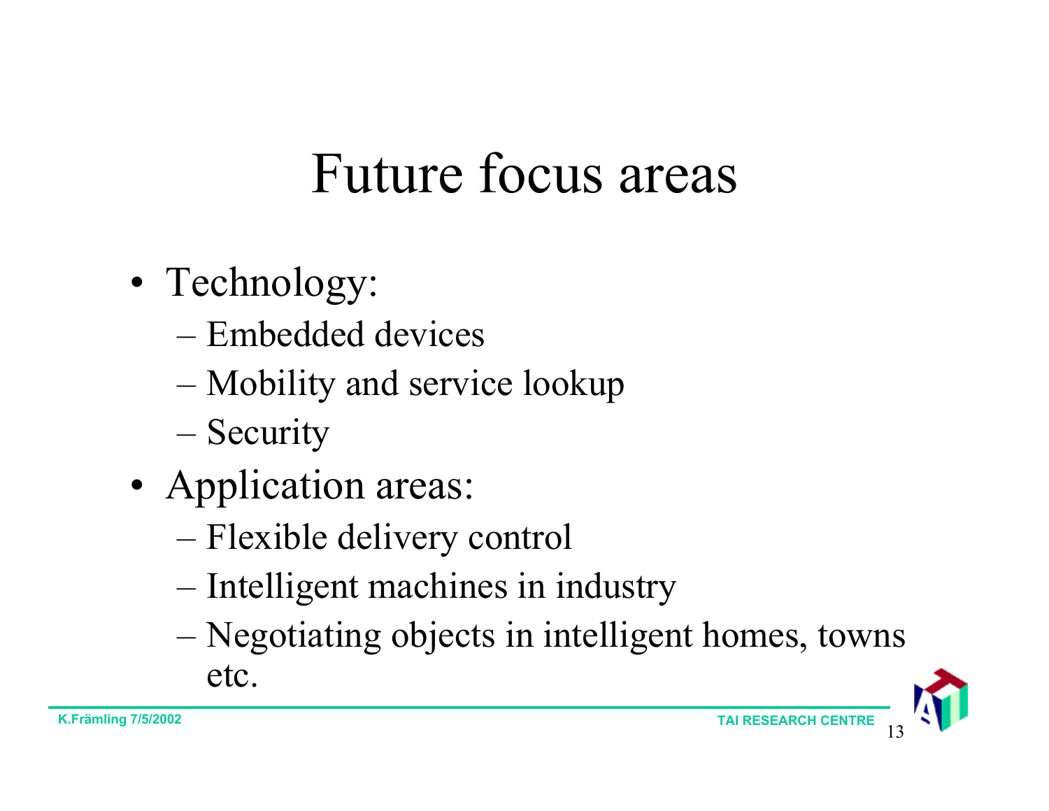# Future focus areas

- Technology:
  - Embedded devices
  - Mobility and service lookup
  - Security
- Application areas:
  - Flexible delivery control
  - Intelligent machines in industry
  - Negotiating objects in intelligent homes, towns etc.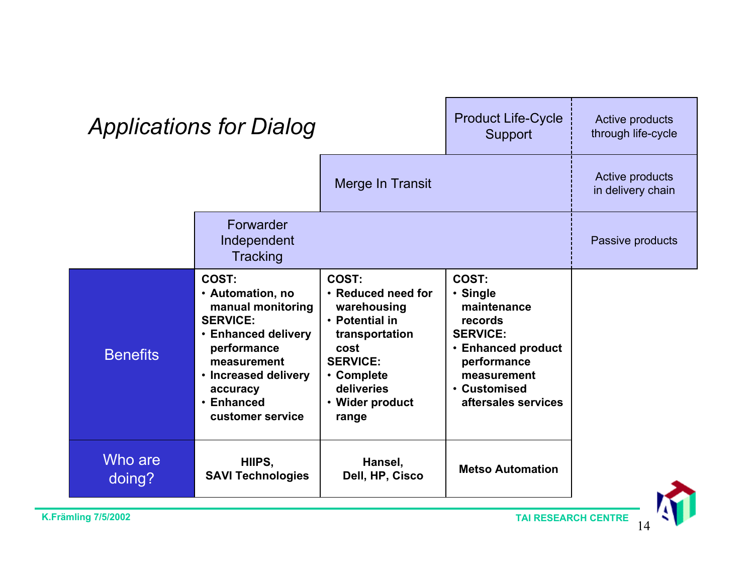# Applications for Dialog

| | Forwarder Independent Tracking | Merge In Transit | Product Life-Cycle Support |
|---|---|---|---|
| | Passive products | Active products in delivery chain | Active products through life-cycle |
| **Benefits** | **COST:**<br>• **Automation, no manual monitoring**<br>**SERVICE:**<br>• **Enhanced delivery performance measurement**<br>• **Increased delivery accuracy**<br>• **Enhanced customer service** | **COST:**<br>• **Reduced need for warehousing**<br>• **Potential in transportation cost**<br>**SERVICE:**<br>• **Complete deliveries**<br>• **Wider product range** | **COST:**<br>• **Single maintenance records**<br>**SERVICE:**<br>• **Enhanced product performance measurement**<br>• **Customised aftersales services** |
| **Who are doing?** | **HIIPS, SAVI Technologies** | **Hansel, Dell, HP, Cisco** | **Metso Automation** |

K.Främling 7/5/2002

TAI RESEARCH CENTRE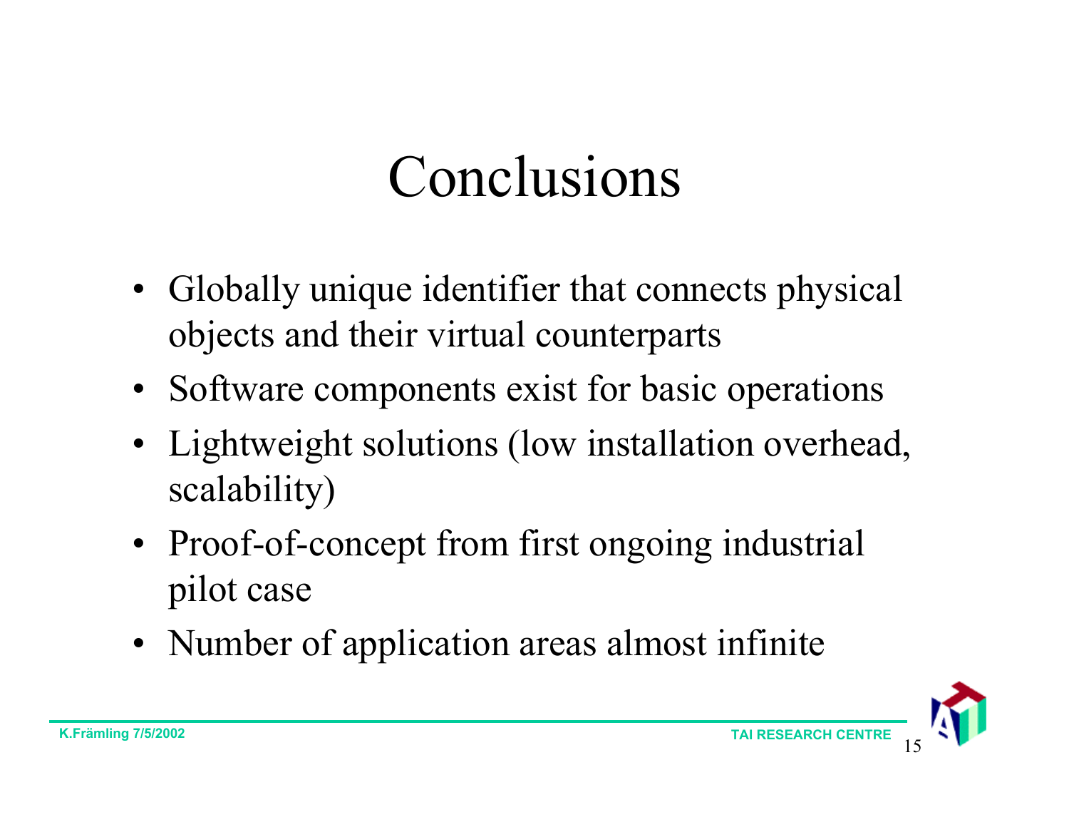# Conclusions

- Globally unique identifier that connects physical objects and their virtual counterparts
- Software components exist for basic operations
- Lightweight solutions (low installation overhead, scalability)
- Proof-of-concept from first ongoing industrial pilot case
- Number of application areas almost infinite